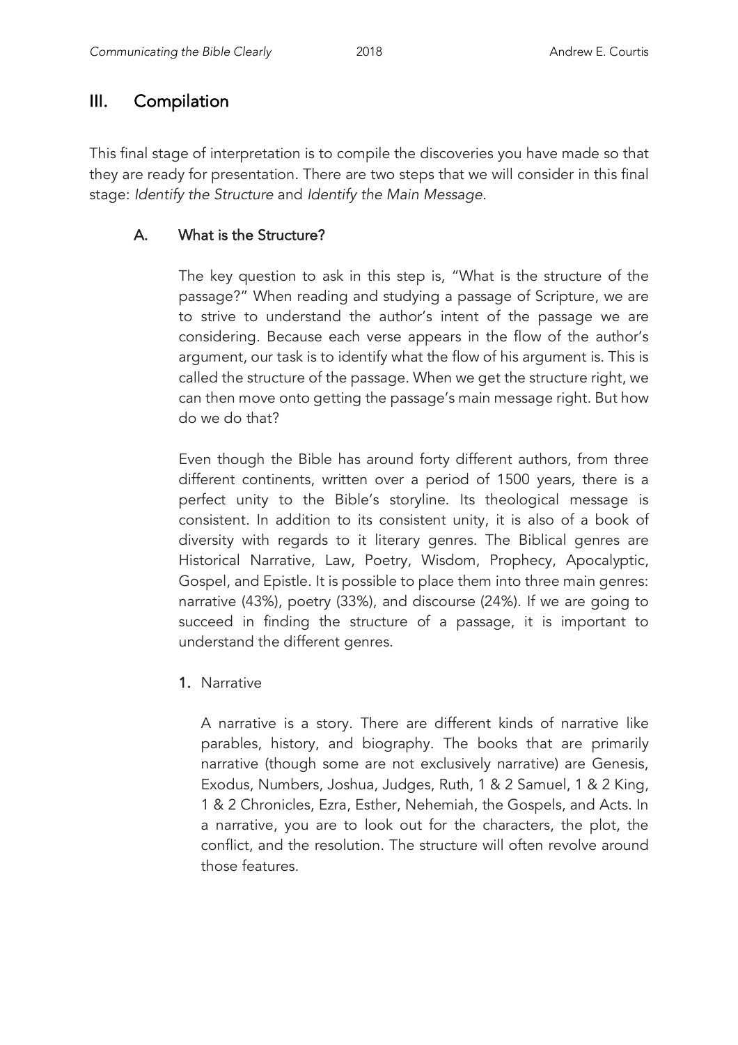## III. Compilation

This final stage of interpretation is to compile the discoveries you have made so that they are ready for presentation. There are two steps that we will consider in this final stage: *Identify the Structure* and *Identify the Main Message*.

### A. What is the Structure?

The key question to ask in this step is, "What is the structure of the passage?" When reading and studying a passage of Scripture, we are to strive to understand the author's intent of the passage we are considering. Because each verse appears in the flow of the author's argument, our task is to identify what the flow of his argument is. This is called the structure of the passage. When we get the structure right, we can then move onto getting the passage's main message right. But how do we do that?

Even though the Bible has around forty different authors, from three different continents, written over a period of 1500 years, there is a perfect unity to the Bible's storyline. Its theological message is consistent. In addition to its consistent unity, it is also of a book of diversity with regards to it literary genres. The Biblical genres are Historical Narrative, Law, Poetry, Wisdom, Prophecy, Apocalyptic, Gospel, and Epistle. It is possible to place them into three main genres: narrative (43%), poetry (33%), and discourse (24%). If we are going to succeed in finding the structure of a passage, it is important to understand the different genres.

1. Narrative

A narrative is a story. There are different kinds of narrative like parables, history, and biography. The books that are primarily narrative (though some are not exclusively narrative) are Genesis, Exodus, Numbers, Joshua, Judges, Ruth, 1 & 2 Samuel, 1 & 2 King, 1 & 2 Chronicles, Ezra, Esther, Nehemiah, the Gospels, and Acts. In a narrative, you are to look out for the characters, the plot, the conflict, and the resolution. The structure will often revolve around those features.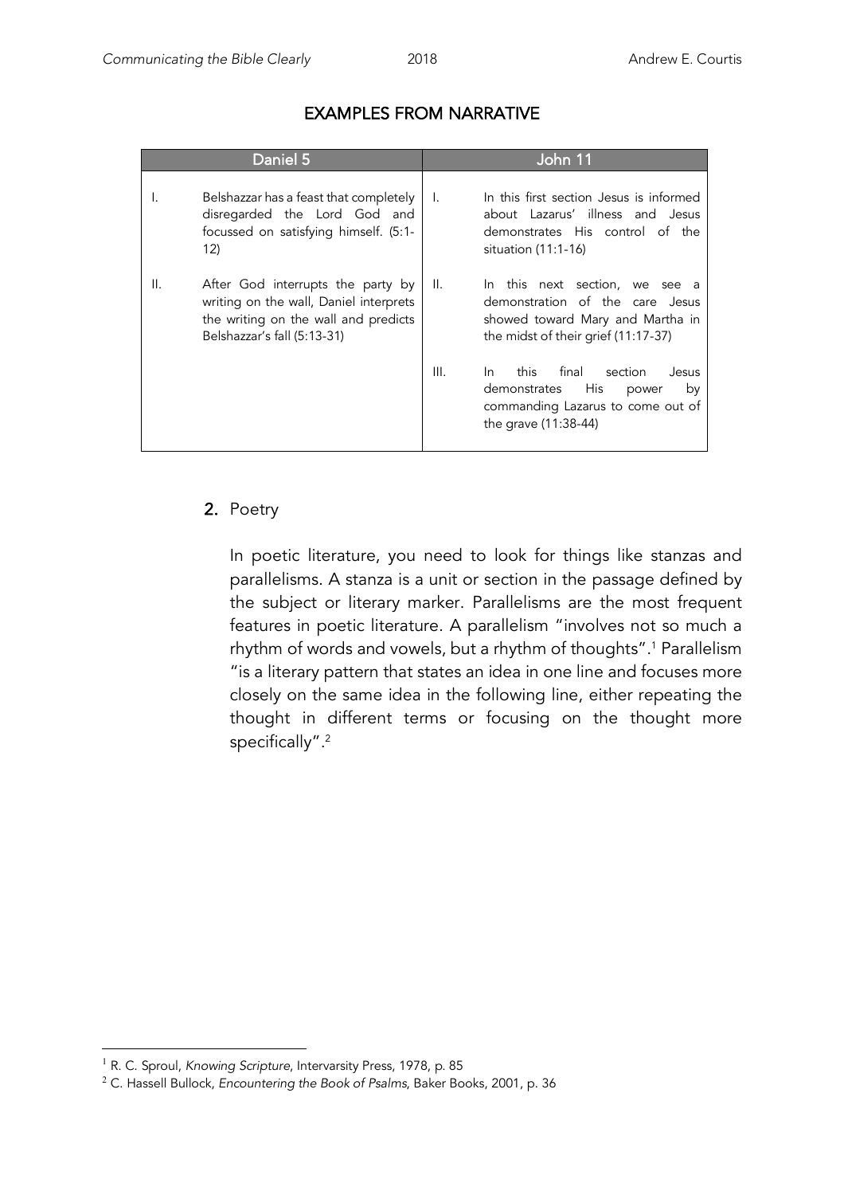## EXAMPLES FROM NARRATIVE

| Daniel 5 | | John 11 | |
|---|---|---|---|
| I. | Belshazzar has a feast that completely disregarded the Lord God and focussed on satisfying himself. (5:1-12) | I. | In this first section Jesus is informed about Lazarus' illness and Jesus demonstrates His control of the situation (11:1-16) |
| II. | After God interrupts the party by writing on the wall, Daniel interprets the writing on the wall and predicts Belshazzar's fall (5:13-31) | II. | In this next section, we see a demonstration of the care Jesus showed toward Mary and Martha in the midst of their grief (11:17-37) |
| | | III. | In this final section Jesus demonstrates His power by commanding Lazarus to come out of the grave (11:38-44) |

2. Poetry

In poetic literature, you need to look for things like stanzas and parallelisms. A stanza is a unit or section in the passage defined by the subject or literary marker. Parallelisms are the most frequent features in poetic literature. A parallelism "involves not so much a rhythm of words and vowels, but a rhythm of thoughts".[1] Parallelism "is a literary pattern that states an idea in one line and focuses more closely on the same idea in the following line, either repeating the thought in different terms or focusing on the thought more specifically".[2]

---

[1] R. C. Sproul, *Knowing Scripture*, Intervarsity Press, 1978, p. 85

[2] C. Hassell Bullock, *Encountering the Book of Psalms*, Baker Books, 2001, p. 36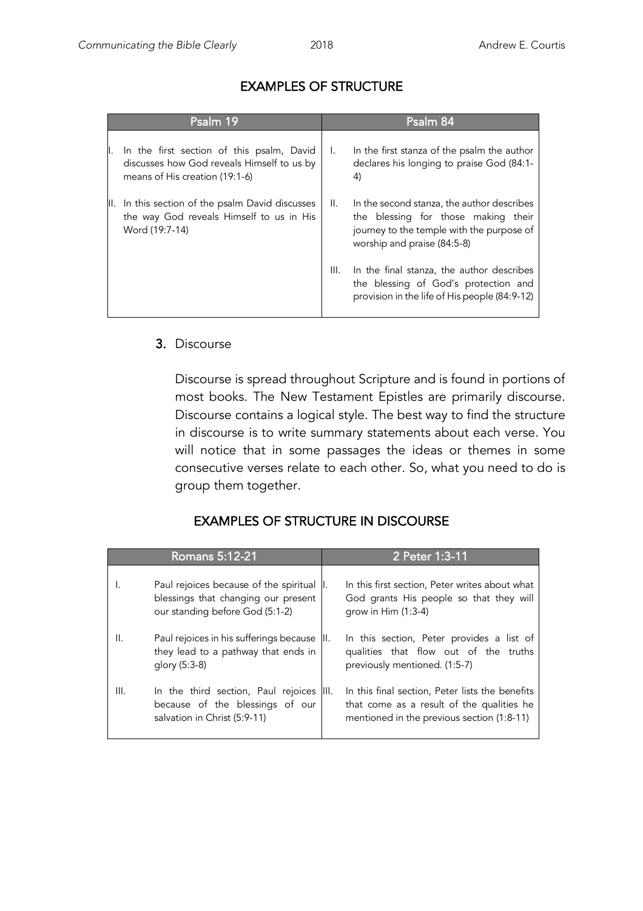## EXAMPLES OF STRUCTURE

| Psalm 19 | Psalm 84 |
| --- | --- |
| I. In the first section of this psalm, David discusses how God reveals Himself to us by means of His creation (19:1-6) | I. In the first stanza of the psalm the author declares his longing to praise God (84:1-4) |
| II. In this section of the psalm David discusses the way God reveals Himself to us in His Word (19:7-14) | II. In the second stanza, the author describes the blessing for those making their journey to the temple with the purpose of worship and praise (84:5-8) |
| | III. In the final stanza, the author describes the blessing of God's protection and provision in the life of His people (84:9-12) |

3. Discourse

Discourse is spread throughout Scripture and is found in portions of most books. The New Testament Epistles are primarily discourse. Discourse contains a logical style. The best way to find the structure in discourse is to write summary statements about each verse. You will notice that in some passages the ideas or themes in some consecutive verses relate to each other. So, what you need to do is group them together.

## EXAMPLES OF STRUCTURE IN DISCOURSE

| Romans 5:12-21 | 2 Peter 1:3-11 |
| --- | --- |
| I. Paul rejoices because of the spiritual blessings that changing our present our standing before God (5:1-2) | I. In this first section, Peter writes about what God grants His people so that they will grow in Him (1:3-4) |
| II. Paul rejoices in his sufferings because they lead to a pathway that ends in glory (5:3-8) | II. In this section, Peter provides a list of qualities that flow out of the truths previously mentioned. (1:5-7) |
| III. In the third section, Paul rejoices because of the blessings of our salvation in Christ (5:9-11) | III. In this final section, Peter lists the benefits that come as a result of the qualities he mentioned in the previous section (1:8-11) |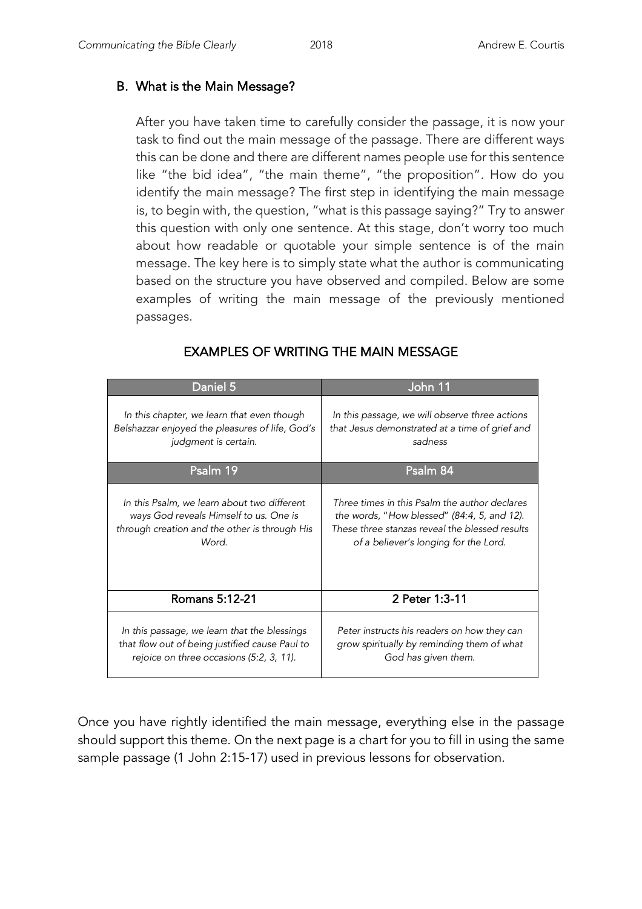## B. What is the Main Message?

After you have taken time to carefully consider the passage, it is now your task to find out the main message of the passage. There are different ways this can be done and there are different names people use for this sentence like "the bid idea", "the main theme", "the proposition". How do you identify the main message? The first step in identifying the main message is, to begin with, the question, "what is this passage saying?" Try to answer this question with only one sentence. At this stage, don't worry too much about how readable or quotable your simple sentence is of the main message. The key here is to simply state what the author is communicating based on the structure you have observed and compiled. Below are some examples of writing the main message of the previously mentioned passages.

### EXAMPLES OF WRITING THE MAIN MESSAGE

| Daniel 5 | John 11 |
|---|---|
| *In this chapter, we learn that even though Belshazzar enjoyed the pleasures of life, God's judgment is certain.* | *In this passage, we will observe three actions that Jesus demonstrated at a time of grief and sadness* |
| **Psalm 19** | **Psalm 84** |
| *In this Psalm, we learn about two different ways God reveals Himself to us. One is through creation and the other is through His Word.* | *Three times in this Psalm the author declares the words, "How blessed" (84:4, 5, and 12). These three stanzas reveal the blessed results of a believer's longing for the Lord.* |
| **Romans 5:12-21** | **2 Peter 1:3-11** |
| *In this passage, we learn that the blessings that flow out of being justified cause Paul to rejoice on three occasions (5:2, 3, 11).* | *Peter instructs his readers on how they can grow spiritually by reminding them of what God has given them.* |

Once you have rightly identified the main message, everything else in the passage should support this theme. On the next page is a chart for you to fill in using the same sample passage (1 John 2:15-17) used in previous lessons for observation.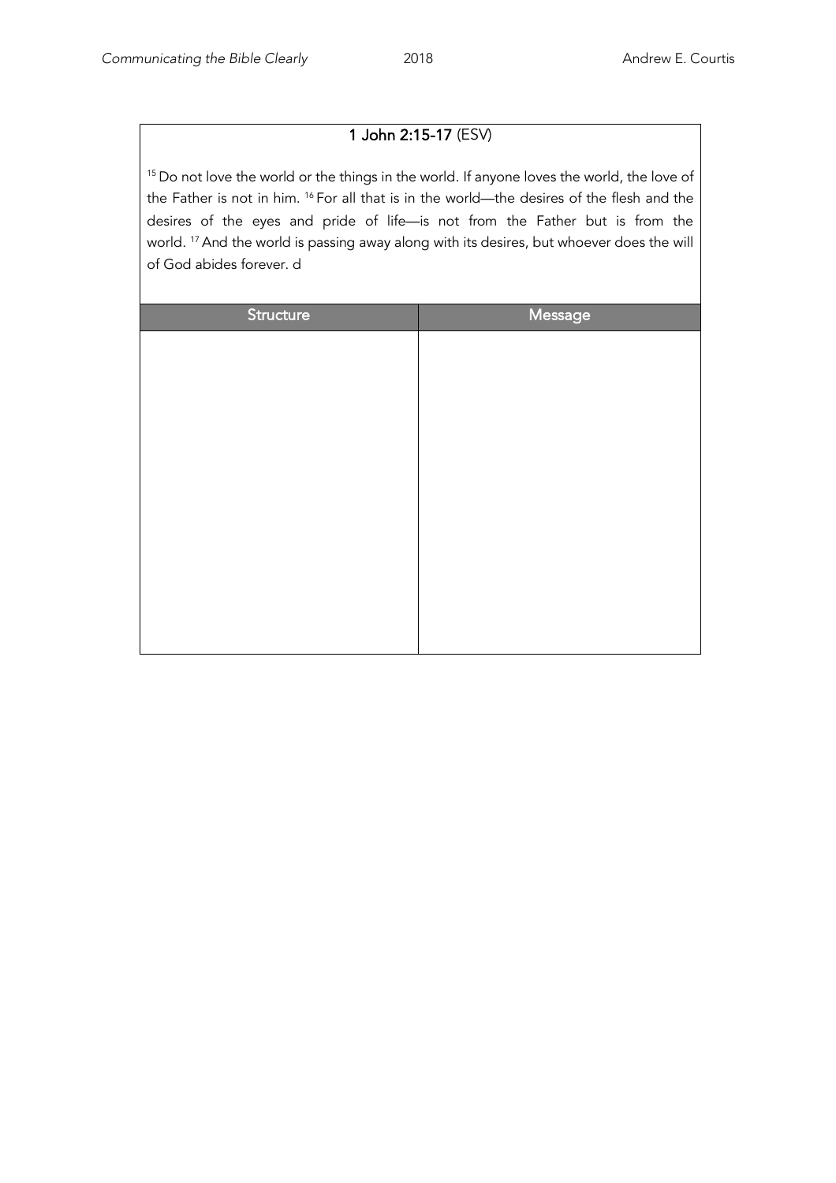## 1 John 2:15-17 (ESV)

[15] Do not love the world or the things in the world. If anyone loves the world, the love of the Father is not in him. [16] For all that is in the world—the desires of the flesh and the desires of the eyes and pride of life—is not from the Father but is from the world. [17] And the world is passing away along with its desires, but whoever does the will of God abides forever. d

| Structure | Message |
| --- | --- |
| | |